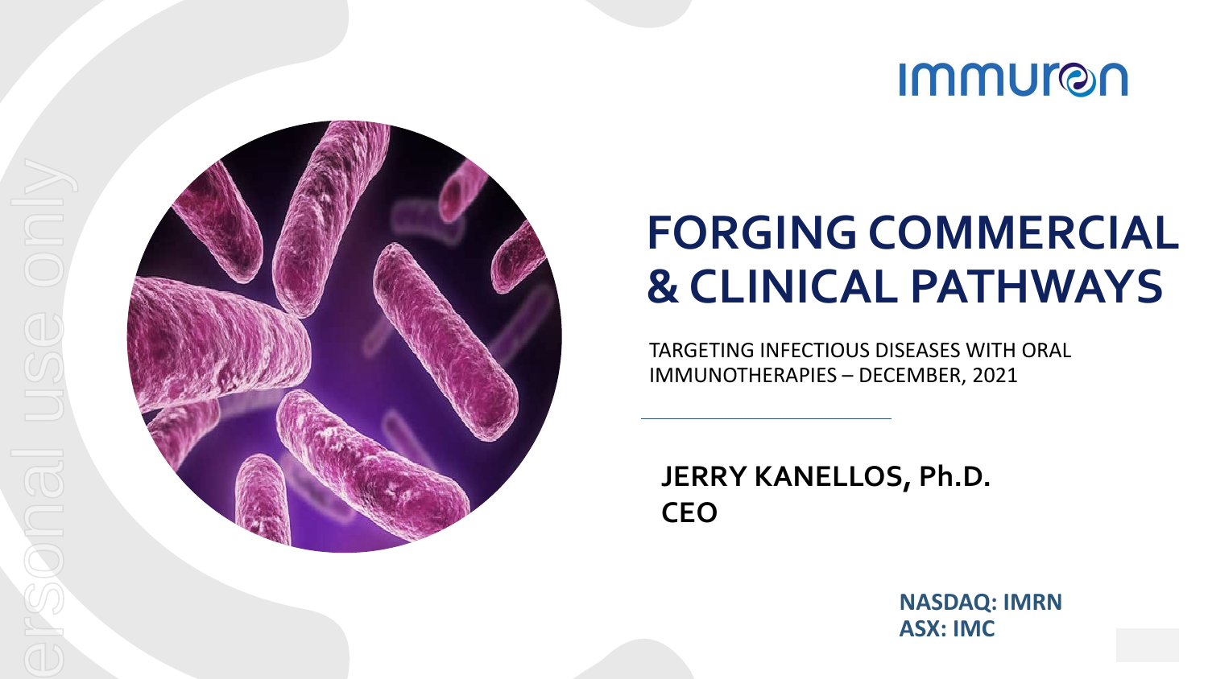Immuron

# FORGING COMMERCIAL & CLINICAL PATHWAYS

TARGETING INFECTIOUS DISEASES WITH ORAL IMMUNOTHERAPIES – DECEMBER, 2021

**JERRY KANELLOS, Ph.D.**
**CEO**

**NASDAQ: IMRN**
**ASX: IMC**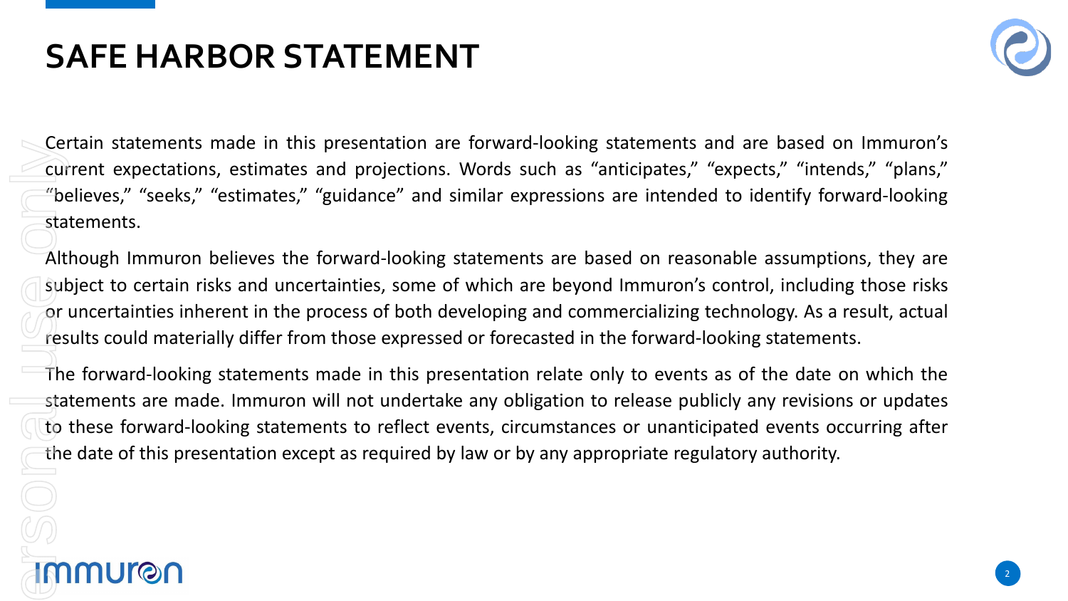# SAFE HARBOR STATEMENT

Certain statements made in this presentation are forward-looking statements and are based on Immuron's current expectations, estimates and projections. Words such as "anticipates," "expects," "intends," "plans," "believes," "seeks," "estimates," "guidance" and similar expressions are intended to identify forward-looking statements.

Although Immuron believes the forward-looking statements are based on reasonable assumptions, they are subject to certain risks and uncertainties, some of which are beyond Immuron's control, including those risks or uncertainties inherent in the process of both developing and commercializing technology. As a result, actual results could materially differ from those expressed or forecasted in the forward-looking statements.

The forward-looking statements made in this presentation relate only to events as of the date on which the statements are made. Immuron will not undertake any obligation to release publicly any revisions or updates to these forward-looking statements to reflect events, circumstances or unanticipated events occurring after the date of this presentation except as required by law or by any appropriate regulatory authority.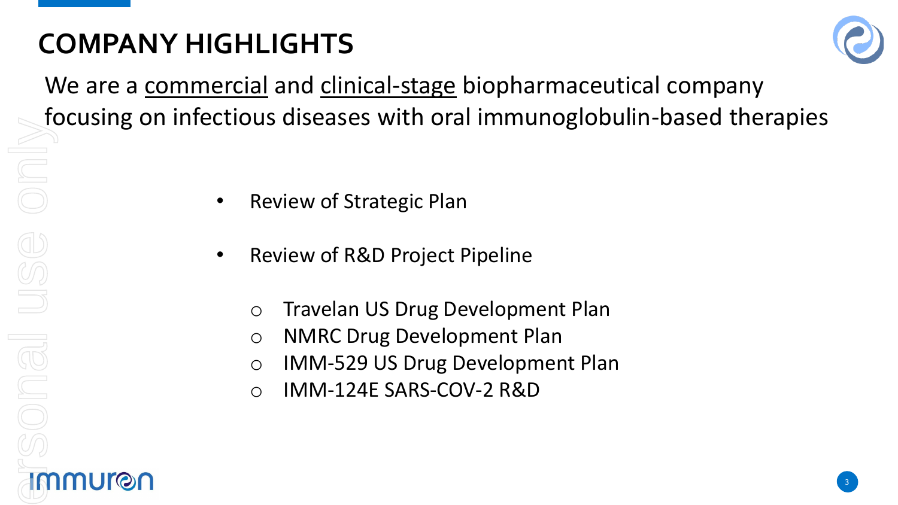# COMPANY HIGHLIGHTS

We are a commercial and clinical-stage biopharmaceutical company focusing on infectious diseases with oral immunoglobulin-based therapies

- Review of Strategic Plan
- Review of R&D Project Pipeline
  - Travelan US Drug Development Plan
  - NMRC Drug Development Plan
  - IMM-529 US Drug Development Plan
  - IMM-124E SARS-COV-2 R&D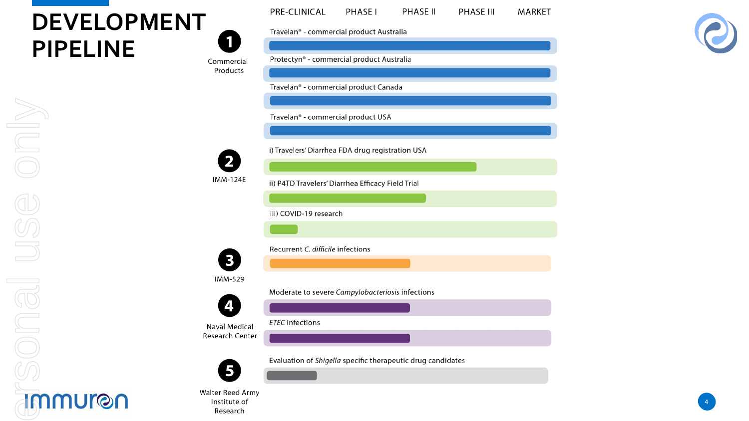# DEVELOPMENT PIPELINE

| | Program | PRE-CLINICAL | PHASE I | PHASE II | PHASE III | MARKET |
|---|---|---|---|---|---|---|
| **1** Commercial Products | Travelan® - commercial product Australia | | | | | |
| | Protectyn® - commercial product Australia | | | | | |
| | Travelan® - commercial product Canada | | | | | |
| | Travelan® - commercial product USA | | | | | |
| **2** IMM-124E | i) Travelers' Diarrhea FDA drug registration USA | | | | | |
| | ii) P4TD Travelers' Diarrhea Efficacy Field Trial | | | | | |
| | iii) COVID-19 research | | | | | |
| **3** IMM-529 | Recurrent *C. difficile* infections | | | | | |
| **4** Naval Medical Research Center | Moderate to severe *Campylobacteriosis* infections | | | | | |
| | *ETEC* infections | | | | | |
| **5** Walter Reed Army Institute of Research | Evaluation of *Shigella* specific therapeutic drug candidates | | | | | |

personal use only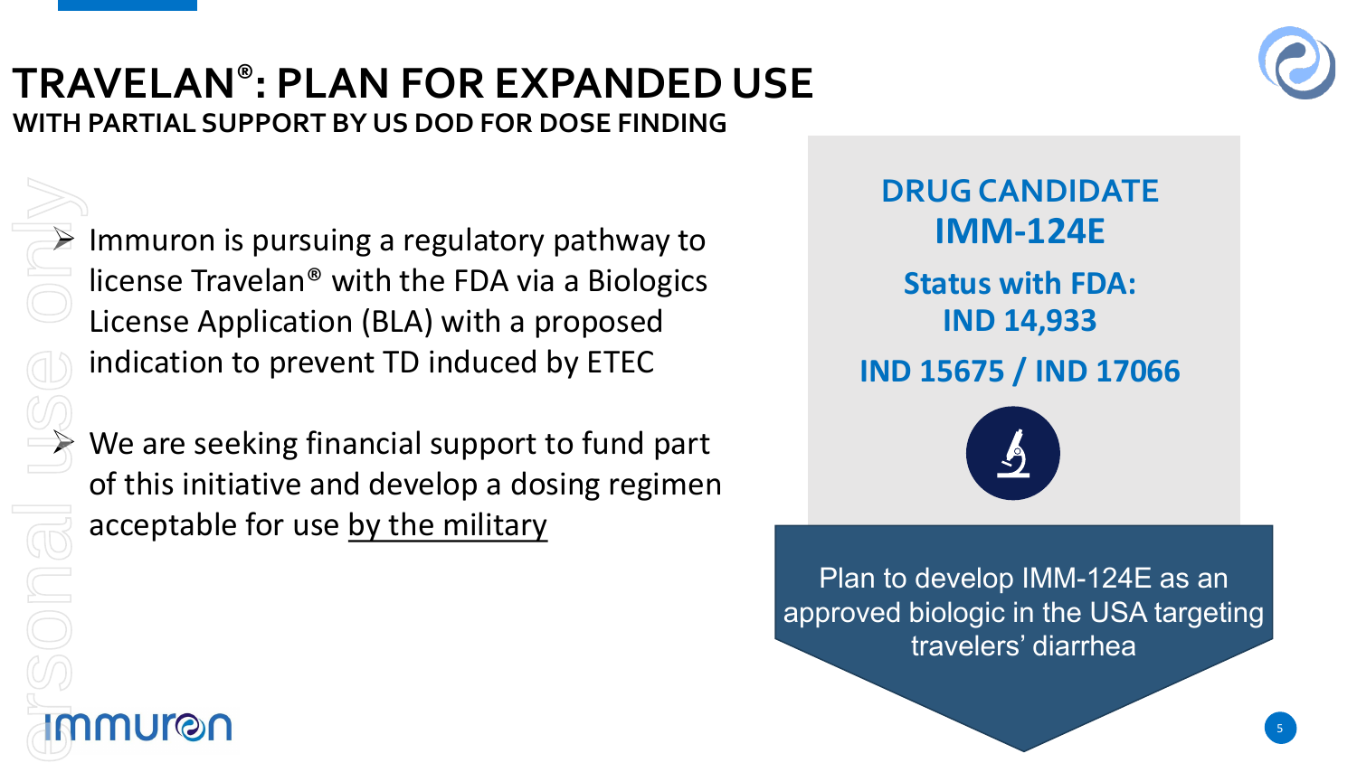# TRAVELAN®: PLAN FOR EXPANDED USE

## WITH PARTIAL SUPPORT BY US DOD FOR DOSE FINDING

- Immuron is pursuing a regulatory pathway to license Travelan® with the FDA via a Biologics License Application (BLA) with a proposed indication to prevent TD induced by ETEC
- We are seeking financial support to fund part of this initiative and develop a dosing regimen acceptable for use by the military

**DRUG CANDIDATE**
**IMM-124E**

**Status with FDA:**
**IND 14,933**

**IND 15675 / IND 17066**

Plan to develop IMM-124E as an approved biologic in the USA targeting travelers' diarrhea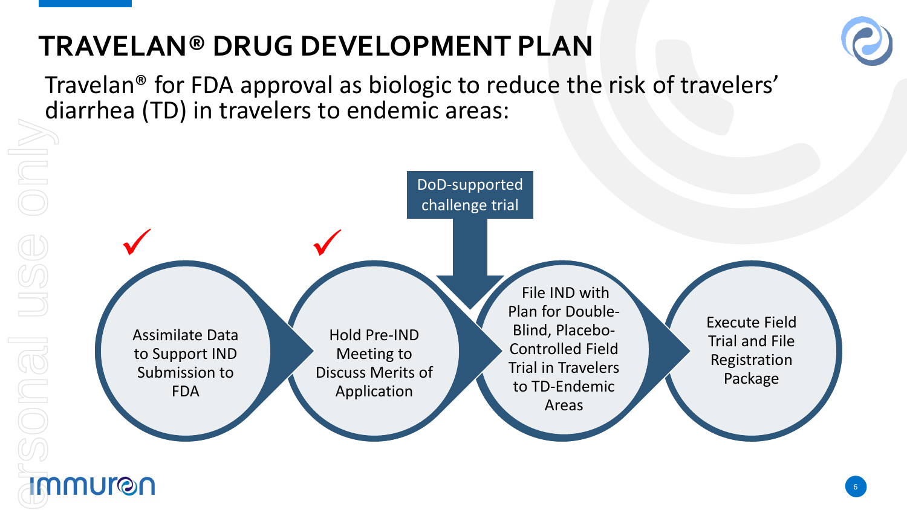# TRAVELAN® DRUG DEVELOPMENT PLAN

Travelan® for FDA approval as biologic to reduce the risk of travelers' diarrhea (TD) in travelers to endemic areas:

1. ✓ Assimilate Data to Support IND Submission to FDA
2. ✓ Hold Pre-IND Meeting to Discuss Merits of Application
3. File IND with Plan for Double-Blind, Placebo-Controlled Field Trial in Travelers to TD-Endemic Areas
   - DoD-supported challenge trial
4. Execute Field Trial and File Registration Package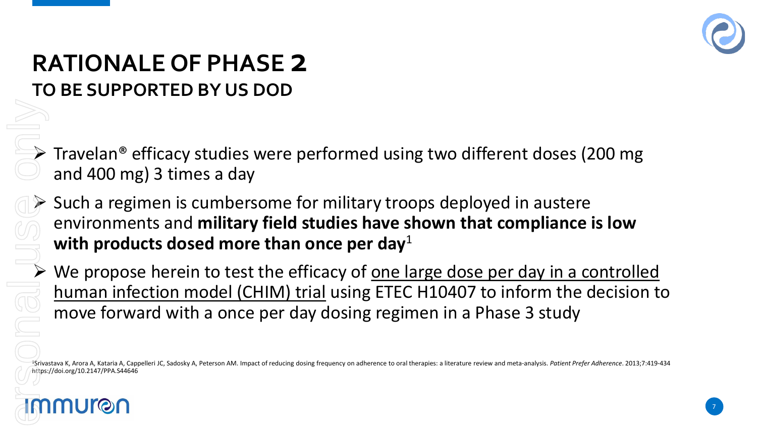# RATIONALE OF PHASE 2

## TO BE SUPPORTED BY US DOD

- Travelan® efficacy studies were performed using two different doses (200 mg and 400 mg) 3 times a day
- Such a regimen is cumbersome for military troops deployed in austere environments and **military field studies have shown that compliance is low with products dosed more than once per day**[1]
- We propose herein to test the efficacy of one large dose per day in a controlled human infection model (CHIM) trial using ETEC H10407 to inform the decision to move forward with a once per day dosing regimen in a Phase 3 study

[1]Srivastava K, Arora A, Kataria A, Cappelleri JC, Sadosky A, Peterson AM. Impact of reducing dosing frequency on adherence to oral therapies: a literature review and meta-analysis. *Patient Prefer Adherence*. 2013;7:419-434 https://doi.org/10.2147/PPA.S44646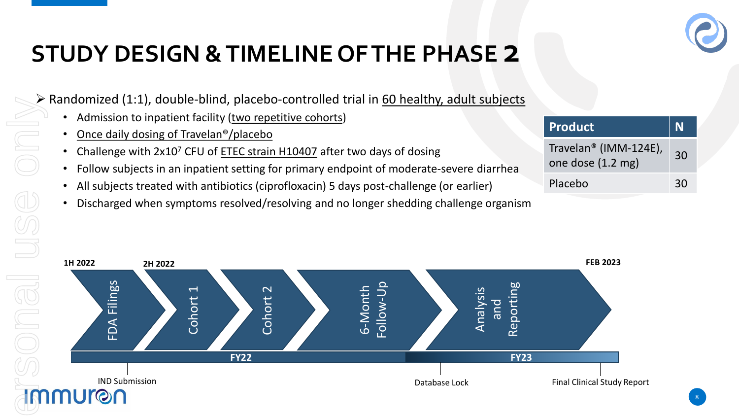# STUDY DESIGN & TIMELINE OF THE PHASE 2

- Randomized (1:1), double-blind, placebo-controlled trial in 60 healthy, adult subjects
  - Admission to inpatient facility (two repetitive cohorts)
  - Once daily dosing of Travelan®/placebo
  - Challenge with $2 \times 10^7$ CFU of ETEC strain H10407 after two days of dosing
  - Follow subjects in an inpatient setting for primary endpoint of moderate-severe diarrhea
  - All subjects treated with antibiotics (ciprofloxacin) 5 days post-challenge (or earlier)
  - Discharged when symptoms resolved/resolving and no longer shedding challenge organism

| Product | N |
|---|---|
| Travelan® (IMM-124E), one dose (1.2 mg) | 30 |
| Placebo | 30 |

**Timeline:**

- **1H 2022:** FDA Filings
- **2H 2022:** Cohort 1 → Cohort 2 → 6-Month Follow-Up
- Analysis and Reporting
- **FEB 2023**

**FY22** | **FY23**

- IND Submission
- Database Lock
- Final Clinical Study Report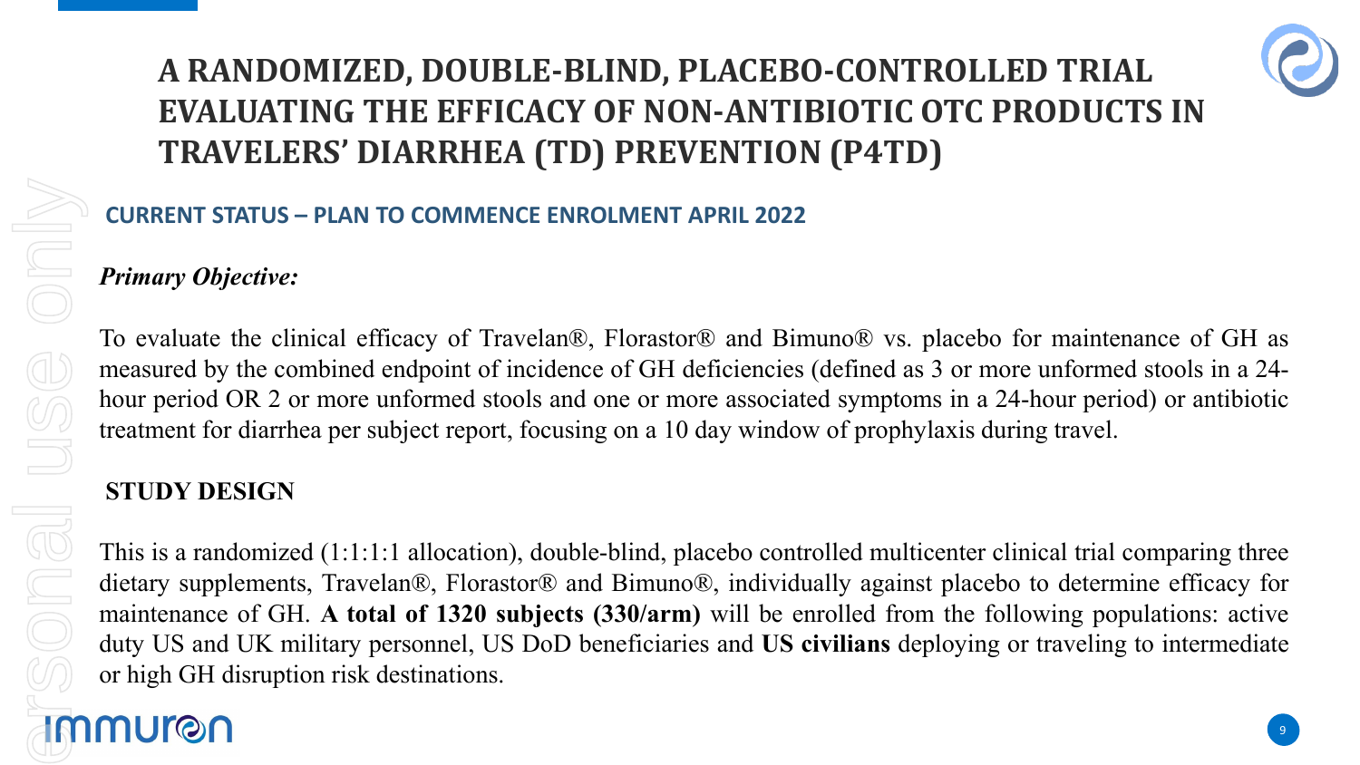# A RANDOMIZED, DOUBLE-BLIND, PLACEBO-CONTROLLED TRIAL EVALUATING THE EFFICACY OF NON-ANTIBIOTIC OTC PRODUCTS IN TRAVELERS' DIARRHEA (TD) PREVENTION (P4TD)

## CURRENT STATUS – PLAN TO COMMENCE ENROLMENT APRIL 2022

***Primary Objective:***

To evaluate the clinical efficacy of Travelan®, Florastor® and Bimuno® vs. placebo for maintenance of GH as measured by the combined endpoint of incidence of GH deficiencies (defined as 3 or more unformed stools in a 24-hour period OR 2 or more unformed stools and one or more associated symptoms in a 24-hour period) or antibiotic treatment for diarrhea per subject report, focusing on a 10 day window of prophylaxis during travel.

**STUDY DESIGN**

This is a randomized (1:1:1:1 allocation), double-blind, placebo controlled multicenter clinical trial comparing three dietary supplements, Travelan®, Florastor® and Bimuno®, individually against placebo to determine efficacy for maintenance of GH. **A total of 1320 subjects (330/arm)** will be enrolled from the following populations: active duty US and UK military personnel, US DoD beneficiaries and **US civilians** deploying or traveling to intermediate or high GH disruption risk destinations.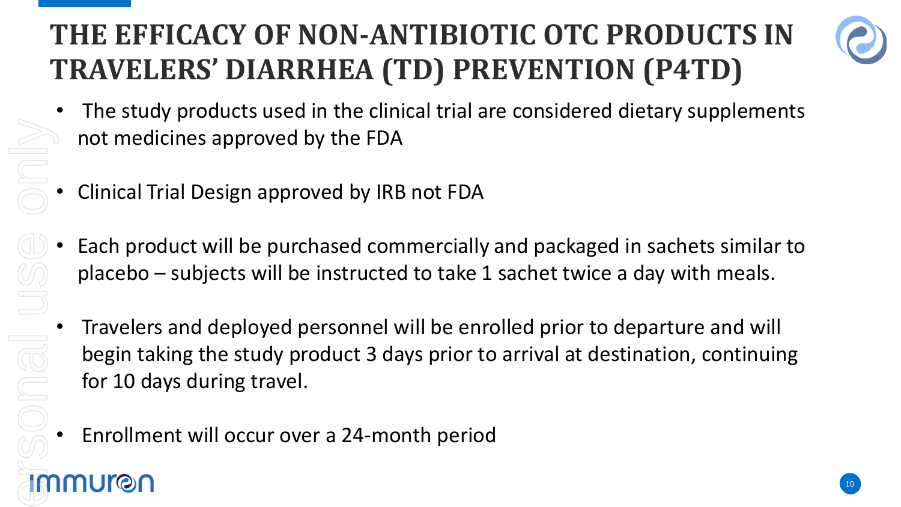# THE EFFICACY OF NON-ANTIBIOTIC OTC PRODUCTS IN TRAVELERS' DIARRHEA (TD) PREVENTION (P4TD)

- The study products used in the clinical trial are considered dietary supplements not medicines approved by the FDA
- Clinical Trial Design approved by IRB not FDA
- Each product will be purchased commercially and packaged in sachets similar to placebo – subjects will be instructed to take 1 sachet twice a day with meals.
- Travelers and deployed personnel will be enrolled prior to departure and will begin taking the study product 3 days prior to arrival at destination, continuing for 10 days during travel.
- Enrollment will occur over a 24-month period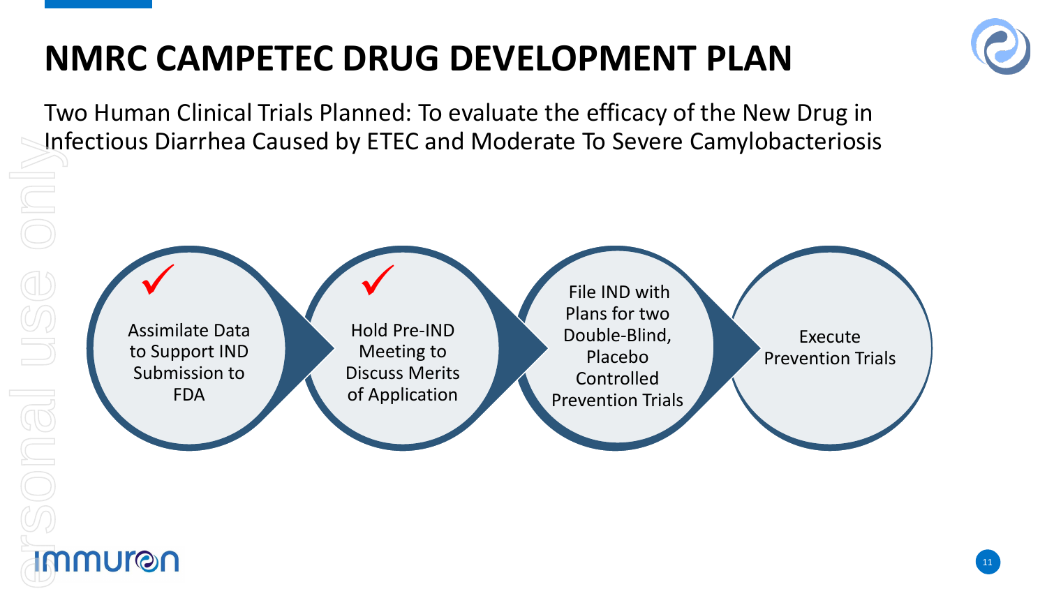# NMRC CAMPETEC DRUG DEVELOPMENT PLAN

Two Human Clinical Trials Planned: To evaluate the efficacy of the New Drug in Infectious Diarrhea Caused by ETEC and Moderate To Severe Camylobacteriosis

1. ✓ Assimilate Data to Support IND Submission to FDA
2. ✓ Hold Pre-IND Meeting to Discuss Merits of Application
3. File IND with Plans for two Double-Blind, Placebo Controlled Prevention Trials
4. Execute Prevention Trials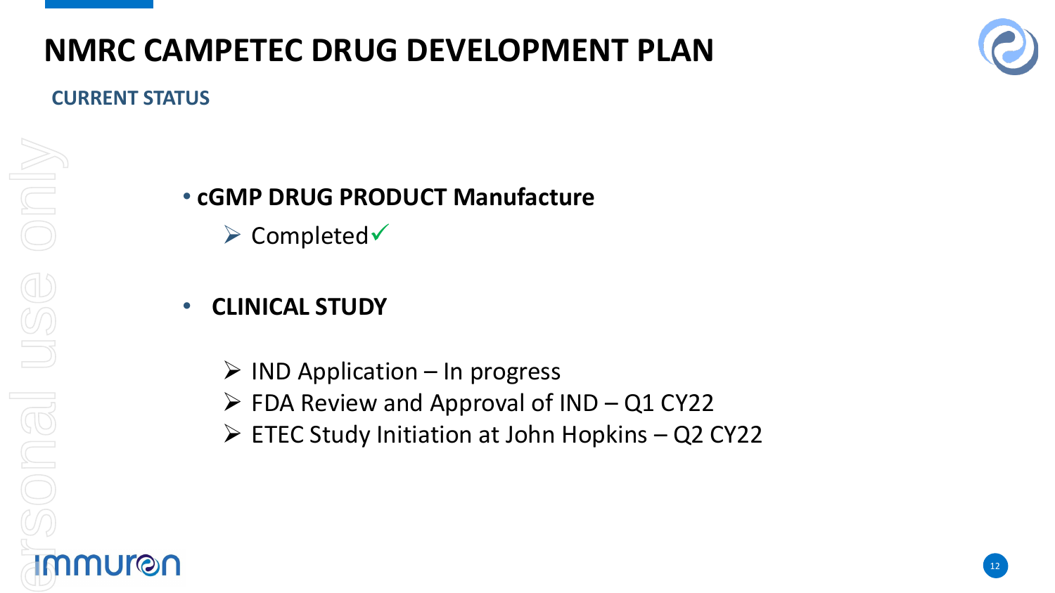# NMRC CAMPETEC DRUG DEVELOPMENT PLAN

## CURRENT STATUS

- **cGMP DRUG PRODUCT Manufacture**
  - Completed ✓

- **CLINICAL STUDY**
  - IND Application – In progress
  - FDA Review and Approval of IND – Q1 CY22
  - ETEC Study Initiation at John Hopkins – Q2 CY22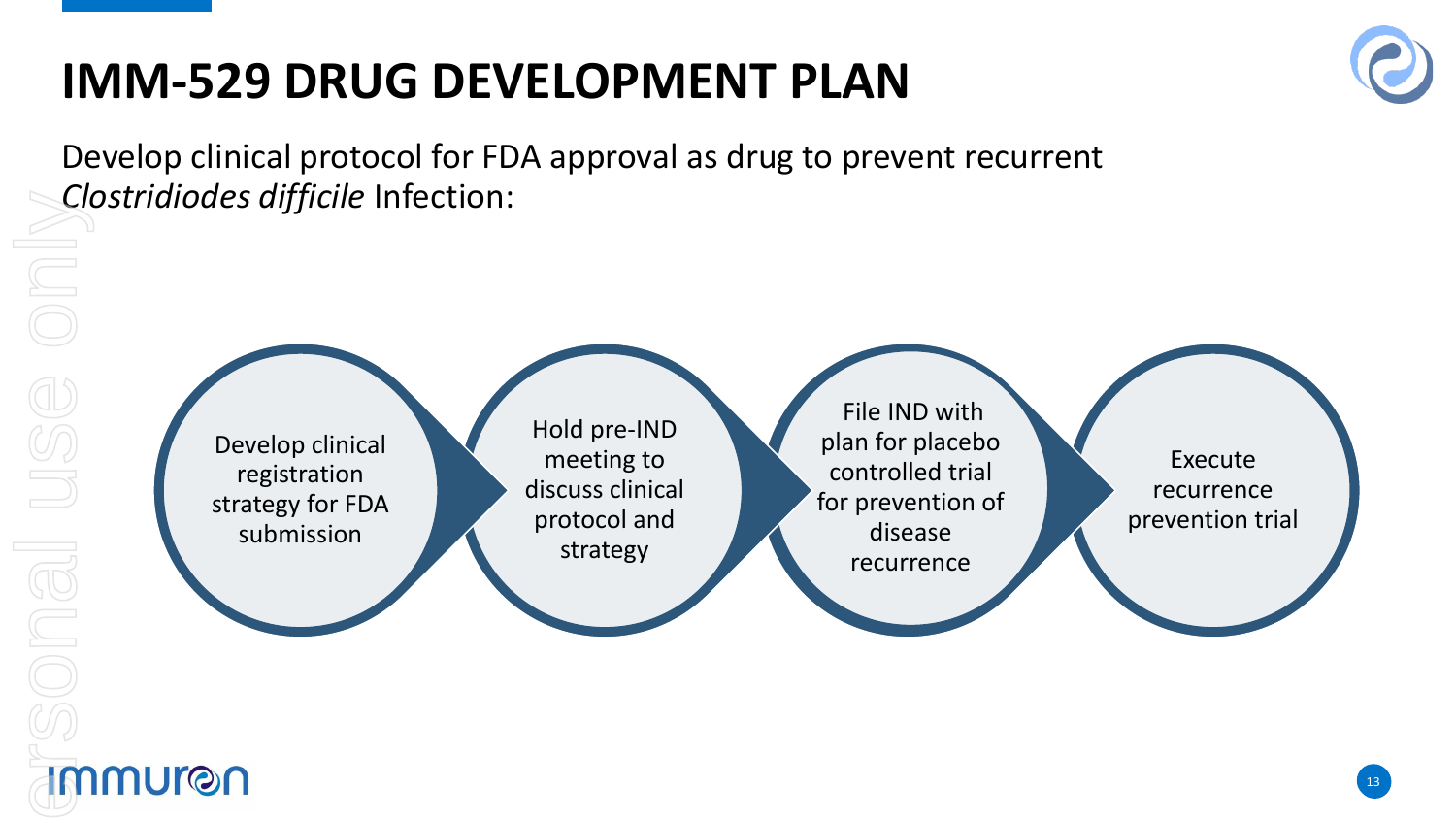# IMM-529 DRUG DEVELOPMENT PLAN

Develop clinical protocol for FDA approval as drug to prevent recurrent *Clostridiodes difficile* Infection:

1. Develop clinical registration strategy for FDA submission
2. Hold pre-IND meeting to discuss clinical protocol and strategy
3. File IND with plan for placebo controlled trial for prevention of disease recurrence
4. Execute recurrence prevention trial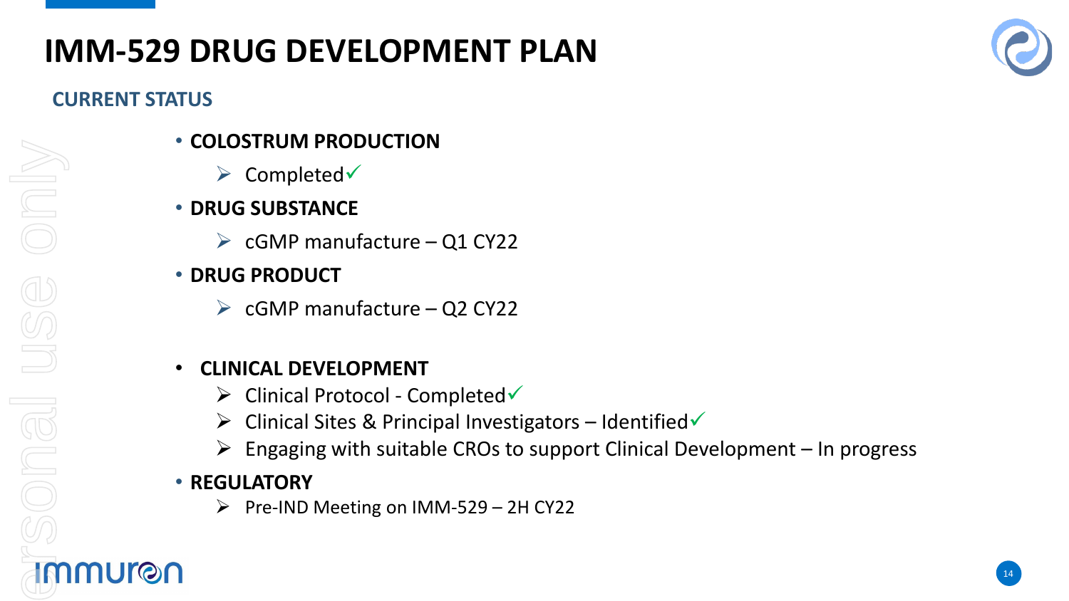# IMM-529 DRUG DEVELOPMENT PLAN

## CURRENT STATUS

- **COLOSTRUM PRODUCTION**
  - Completed✓
- **DRUG SUBSTANCE**
  - cGMP manufacture – Q1 CY22
- **DRUG PRODUCT**
  - cGMP manufacture – Q2 CY22
- **CLINICAL DEVELOPMENT**
  - Clinical Protocol - Completed✓
  - Clinical Sites & Principal Investigators – Identified✓
  - Engaging with suitable CROs to support Clinical Development – In progress
- **REGULATORY**
  - Pre-IND Meeting on IMM-529 – 2H CY22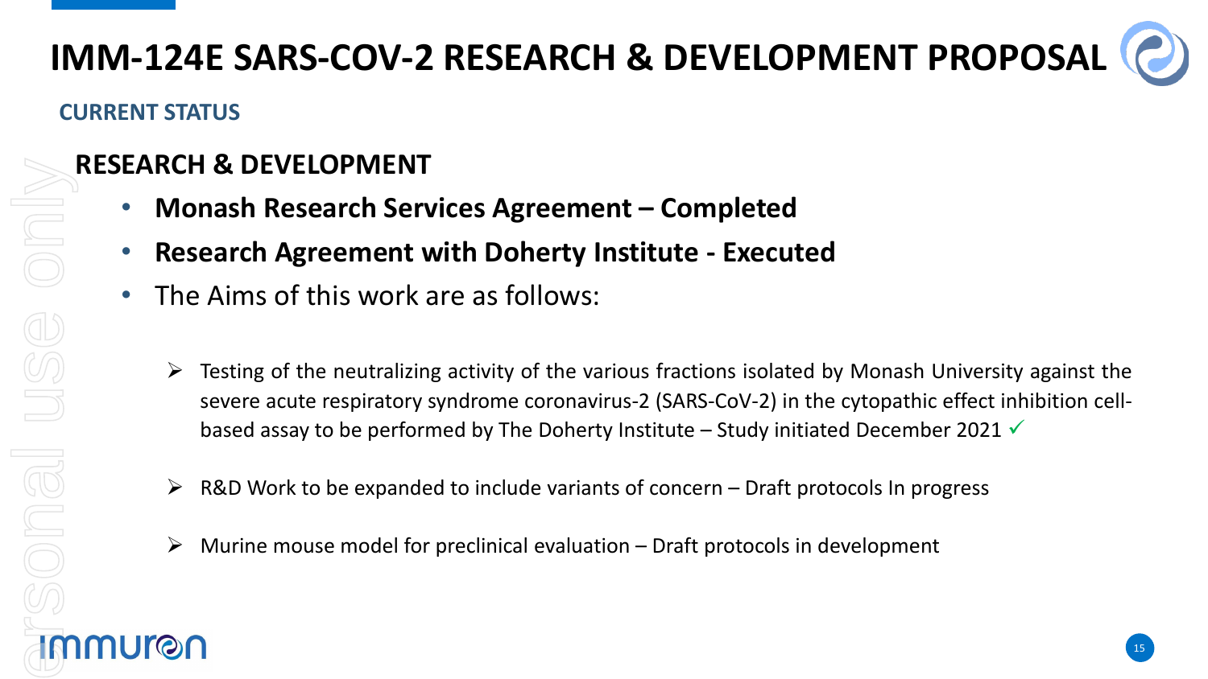# IMM-124E SARS-COV-2 RESEARCH & DEVELOPMENT PROPOSAL

## CURRENT STATUS

### RESEARCH & DEVELOPMENT

- **Monash Research Services Agreement – Completed**
- **Research Agreement with Doherty Institute - Executed**
- The Aims of this work are as follows:
  - Testing of the neutralizing activity of the various fractions isolated by Monash University against the severe acute respiratory syndrome coronavirus-2 (SARS-CoV-2) in the cytopathic effect inhibition cell-based assay to be performed by The Doherty Institute – Study initiated December 2021 ✓
  - R&D Work to be expanded to include variants of concern – Draft protocols In progress
  - Murine mouse model for preclinical evaluation – Draft protocols in development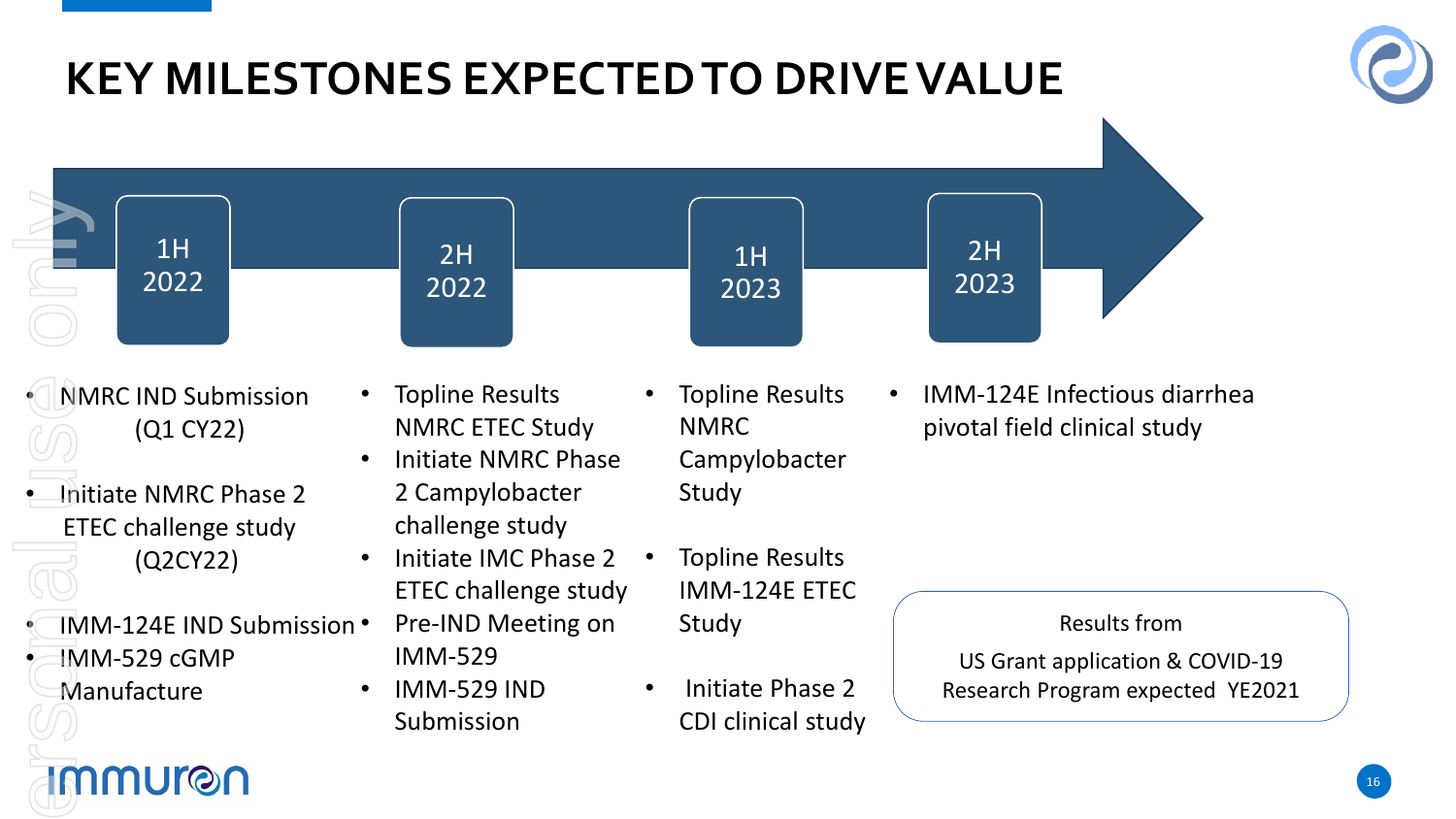# KEY MILESTONES EXPECTED TO DRIVE VALUE

## 1H 2022

- NMRC IND Submission (Q1 CY22)
- Initiate NMRC Phase 2 ETEC challenge study (Q2CY22)
- IMM-124E IND Submission
- IMM-529 cGMP Manufacture

## 2H 2022

- Topline Results NMRC ETEC Study
- Initiate NMRC Phase 2 Campylobacter challenge study
- Initiate IMC Phase 2 ETEC challenge study
- Pre-IND Meeting on IMM-529
- IMM-529 IND Submission

## 1H 2023

- Topline Results NMRC Campylobacter Study
- Topline Results IMM-124E ETEC Study
- Initiate Phase 2 CDI clinical study

## 2H 2023

- IMM-124E Infectious diarrhea pivotal field clinical study

Results from US Grant application & COVID-19 Research Program expected YE2021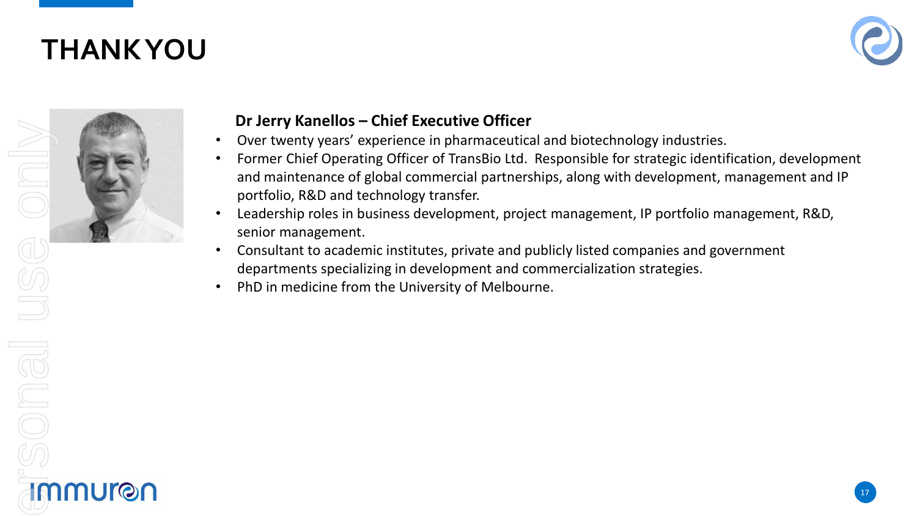# THANK YOU

**Dr Jerry Kanellos – Chief Executive Officer**

- Over twenty years' experience in pharmaceutical and biotechnology industries.
- Former Chief Operating Officer of TransBio Ltd. Responsible for strategic identification, development and maintenance of global commercial partnerships, along with development, management and IP portfolio, R&D and technology transfer.
- Leadership roles in business development, project management, IP portfolio management, R&D, senior management.
- Consultant to academic institutes, private and publicly listed companies and government departments specializing in development and commercialization strategies.
- PhD in medicine from the University of Melbourne.